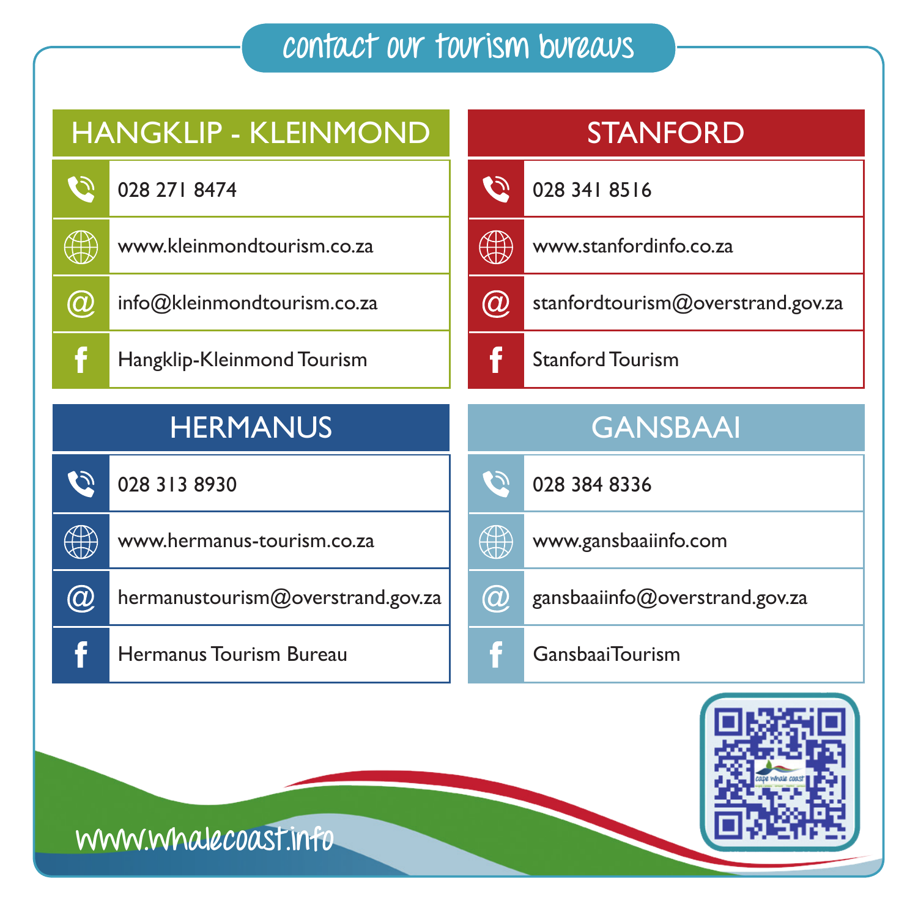# contact our tourism bureaus

## HANGKLIP - KLEINMOND

- 028 271 8474
- www.kleinmondtourism.co.za
- info@kleinmondtourism.co.za
- Hangklip-Kleinmond Tourism

## STANFORD

- 028 341 8516
- www.stanfordinfo.co.za
- stanfordtourism@overstrand.gov.za
- Stanford Tourism

## HERMANUS

- 028 313 8930
- www.hermanus-tourism.co.za
- hermanustourism@overstrand.gov.za
- Hermanus Tourism Bureau

## GANSBAAI

- 028 384 8336
- www.gansbaaiinfo.com
- gansbaaiinfo@overstrand.gov.za
- Gansbaai Tourism

www.whalecoast.info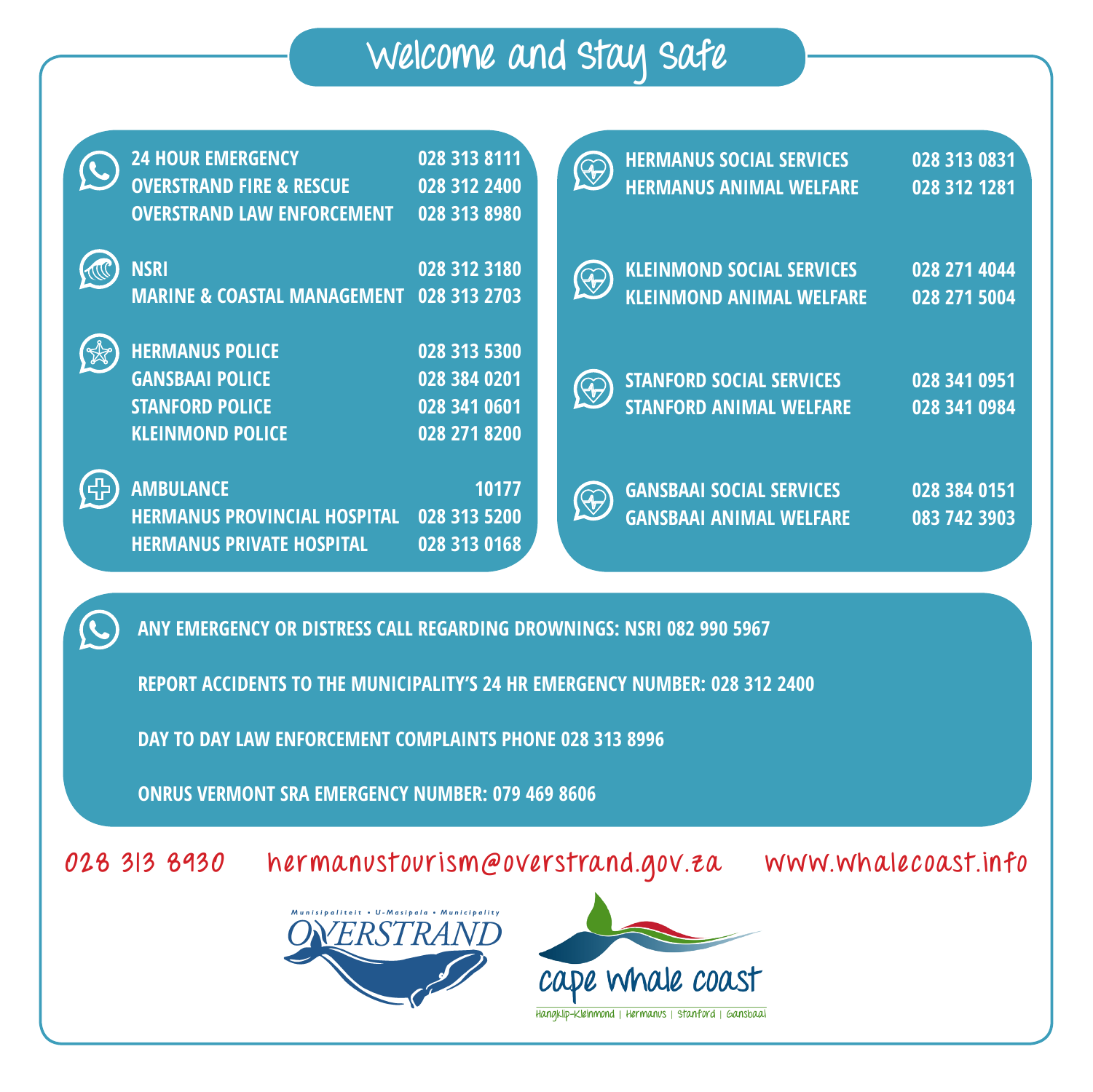# Welcome and Stay Safe

| | |
|---|---|
| 24 HOUR EMERGENCY | 028 313 8111 |
| OVERSTRAND FIRE & RESCUE | 028 312 2400 |
| OVERSTRAND LAW ENFORCEMENT | 028 313 8980 |
| NSRI | 028 312 3180 |
| MARINE & COASTAL MANAGEMENT | 028 313 2703 |
| HERMANUS POLICE | 028 313 5300 |
| GANSBAAI POLICE | 028 384 0201 |
| STANFORD POLICE | 028 341 0601 |
| KLEINMOND POLICE | 028 271 8200 |
| AMBULANCE | 10177 |
| HERMANUS PROVINCIAL HOSPITAL | 028 313 5200 |
| HERMANUS PRIVATE HOSPITAL | 028 313 0168 |

| | |
|---|---|
| HERMANUS SOCIAL SERVICES | 028 313 0831 |
| HERMANUS ANIMAL WELFARE | 028 312 1281 |
| KLEINMOND SOCIAL SERVICES | 028 271 4044 |
| KLEINMOND ANIMAL WELFARE | 028 271 5004 |
| STANFORD SOCIAL SERVICES | 028 341 0951 |
| STANFORD ANIMAL WELFARE | 028 341 0984 |
| GANSBAAI SOCIAL SERVICES | 028 384 0151 |
| GANSBAAI ANIMAL WELFARE | 083 742 3903 |

**ANY EMERGENCY OR DISTRESS CALL REGARDING DROWNINGS: NSRI 082 990 5967**

**REPORT ACCIDENTS TO THE MUNICIPALITY'S 24 HR EMERGENCY NUMBER: 028 312 2400**

**DAY TO DAY LAW ENFORCEMENT COMPLAINTS PHONE 028 313 8996**

**ONRUS VERMONT SRA EMERGENCY NUMBER: 079 469 8606**

028 313 8930 hermanustourism@overstrand.gov.za www.whalecoast.info

Munisipaliteit • U-Masipala • Municipality OVERSTRAND

cape whale coast
Hangklip-Kleinmond | Hermanus | Stanford | Gansbaai